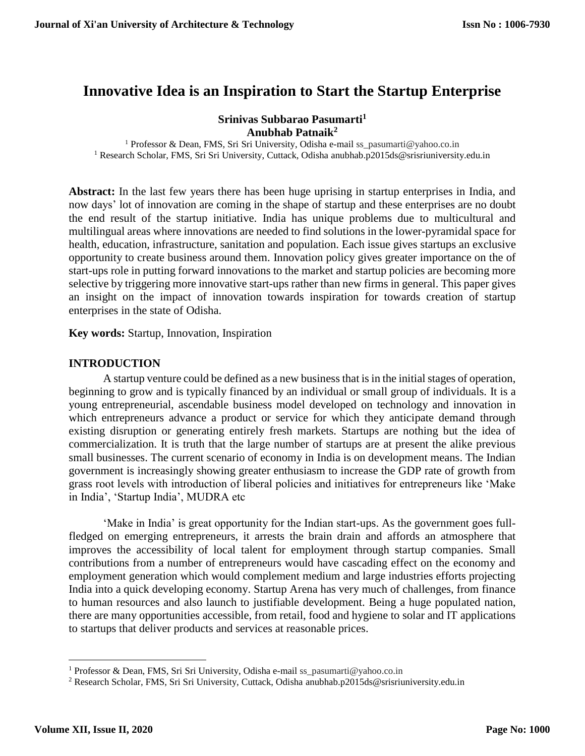# Innovative Idea is an Inspiration to Start the Startup Enterprise

**Srinivas Subbarao Pasumarti[1]**
**Anubhab Patnaik[2]**

[1] Professor & Dean, FMS, Sri Sri University, Odisha e-mail ss_pasumarti@yahoo.co.in
[1] Research Scholar, FMS, Sri Sri University, Cuttack, Odisha anubhab.p2015ds@srisriuniversity.edu.in

**Abstract:** In the last few years there has been huge uprising in startup enterprises in India, and now days' lot of innovation are coming in the shape of startup and these enterprises are no doubt the end result of the startup initiative. India has unique problems due to multicultural and multilingual areas where innovations are needed to find solutions in the lower-pyramidal space for health, education, infrastructure, sanitation and population. Each issue gives startups an exclusive opportunity to create business around them. Innovation policy gives greater importance on the of start-ups role in putting forward innovations to the market and startup policies are becoming more selective by triggering more innovative start-ups rather than new firms in general. This paper gives an insight on the impact of innovation towards inspiration for towards creation of startup enterprises in the state of Odisha.

**Key words:** Startup, Innovation, Inspiration

## INTRODUCTION

A startup venture could be defined as a new business that is in the initial stages of operation, beginning to grow and is typically financed by an individual or small group of individuals. It is a young entrepreneurial, ascendable business model developed on technology and innovation in which entrepreneurs advance a product or service for which they anticipate demand through existing disruption or generating entirely fresh markets. Startups are nothing but the idea of commercialization. It is truth that the large number of startups are at present the alike previous small businesses. The current scenario of economy in India is on development means. The Indian government is increasingly showing greater enthusiasm to increase the GDP rate of growth from grass root levels with introduction of liberal policies and initiatives for entrepreneurs like 'Make in India', 'Startup India', MUDRA etc

'Make in India' is great opportunity for the Indian start-ups. As the government goes full-fledged on emerging entrepreneurs, it arrests the brain drain and affords an atmosphere that improves the accessibility of local talent for employment through startup companies. Small contributions from a number of entrepreneurs would have cascading effect on the economy and employment generation which would complement medium and large industries efforts projecting India into a quick developing economy. Startup Arena has very much of challenges, from finance to human resources and also launch to justifiable development. Being a huge populated nation, there are many opportunities accessible, from retail, food and hygiene to solar and IT applications to startups that deliver products and services at reasonable prices.

---

[1] Professor & Dean, FMS, Sri Sri University, Odisha e-mail ss_pasumarti@yahoo.co.in
[2] Research Scholar, FMS, Sri Sri University, Cuttack, Odisha anubhab.p2015ds@srisriuniversity.edu.in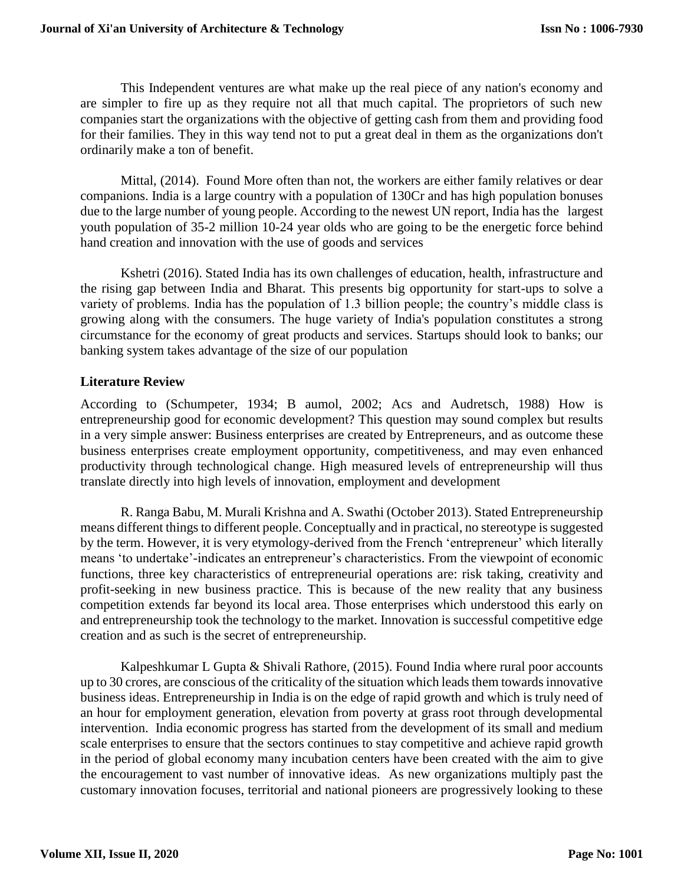This Independent ventures are what make up the real piece of any nation's economy and are simpler to fire up as they require not all that much capital. The proprietors of such new companies start the organizations with the objective of getting cash from them and providing food for their families. They in this way tend not to put a great deal in them as the organizations don't ordinarily make a ton of benefit.

Mittal, (2014). Found More often than not, the workers are either family relatives or dear companions. India is a large country with a population of 130Cr and has high population bonuses due to the large number of young people. According to the newest UN report, India has the largest youth population of 35-2 million 10-24 year olds who are going to be the energetic force behind hand creation and innovation with the use of goods and services

Kshetri (2016). Stated India has its own challenges of education, health, infrastructure and the rising gap between India and Bharat. This presents big opportunity for start-ups to solve a variety of problems. India has the population of 1.3 billion people; the country's middle class is growing along with the consumers. The huge variety of India's population constitutes a strong circumstance for the economy of great products and services. Startups should look to banks; our banking system takes advantage of the size of our population

## Literature Review

According to (Schumpeter, 1934; B aumol, 2002; Acs and Audretsch, 1988) How is entrepreneurship good for economic development? This question may sound complex but results in a very simple answer: Business enterprises are created by Entrepreneurs, and as outcome these business enterprises create employment opportunity, competitiveness, and may even enhanced productivity through technological change. High measured levels of entrepreneurship will thus translate directly into high levels of innovation, employment and development

R. Ranga Babu, M. Murali Krishna and A. Swathi (October 2013). Stated Entrepreneurship means different things to different people. Conceptually and in practical, no stereotype is suggested by the term. However, it is very etymology-derived from the French 'entrepreneur' which literally means 'to undertake'-indicates an entrepreneur's characteristics. From the viewpoint of economic functions, three key characteristics of entrepreneurial operations are: risk taking, creativity and profit-seeking in new business practice. This is because of the new reality that any business competition extends far beyond its local area. Those enterprises which understood this early on and entrepreneurship took the technology to the market. Innovation is successful competitive edge creation and as such is the secret of entrepreneurship.

Kalpeshkumar L Gupta & Shivali Rathore, (2015). Found India where rural poor accounts up to 30 crores, are conscious of the criticality of the situation which leads them towards innovative business ideas. Entrepreneurship in India is on the edge of rapid growth and which is truly need of an hour for employment generation, elevation from poverty at grass root through developmental intervention. India economic progress has started from the development of its small and medium scale enterprises to ensure that the sectors continues to stay competitive and achieve rapid growth in the period of global economy many incubation centers have been created with the aim to give the encouragement to vast number of innovative ideas. As new organizations multiply past the customary innovation focuses, territorial and national pioneers are progressively looking to these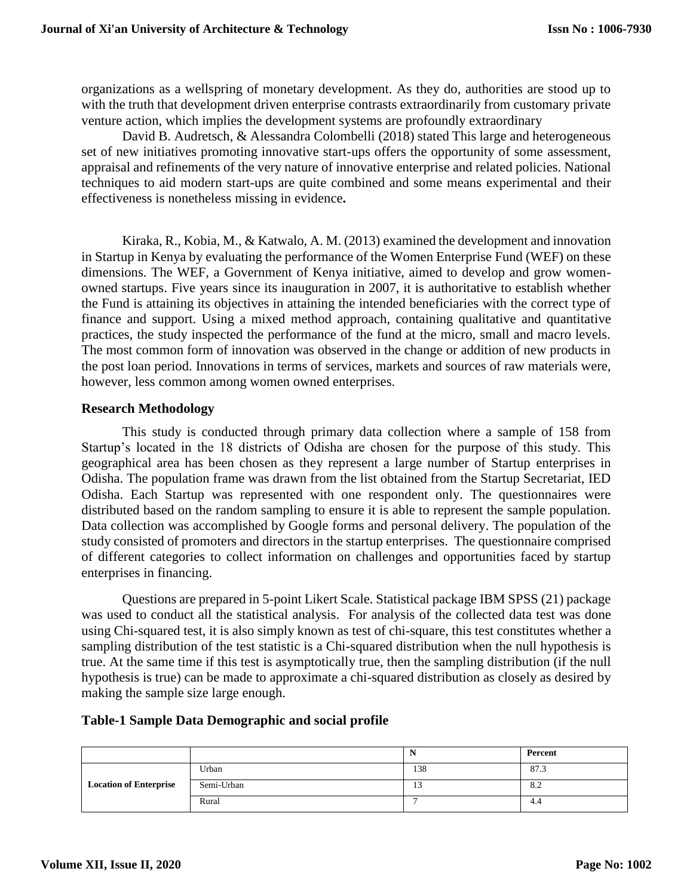organizations as a wellspring of monetary development. As they do, authorities are stood up to with the truth that development driven enterprise contrasts extraordinarily from customary private venture action, which implies the development systems are profoundly extraordinary

David B. Audretsch, & Alessandra Colombelli (2018) stated This large and heterogeneous set of new initiatives promoting innovative start-ups offers the opportunity of some assessment, appraisal and refinements of the very nature of innovative enterprise and related policies. National techniques to aid modern start-ups are quite combined and some means experimental and their effectiveness is nonetheless missing in evidence**.**

Kiraka, R., Kobia, M., & Katwalo, A. M. (2013) examined the development and innovation in Startup in Kenya by evaluating the performance of the Women Enterprise Fund (WEF) on these dimensions. The WEF, a Government of Kenya initiative, aimed to develop and grow women-owned startups. Five years since its inauguration in 2007, it is authoritative to establish whether the Fund is attaining its objectives in attaining the intended beneficiaries with the correct type of finance and support. Using a mixed method approach, containing qualitative and quantitative practices, the study inspected the performance of the fund at the micro, small and macro levels. The most common form of innovation was observed in the change or addition of new products in the post loan period. Innovations in terms of services, markets and sources of raw materials were, however, less common among women owned enterprises.

## Research Methodology

This study is conducted through primary data collection where a sample of 158 from Startup's located in the 18 districts of Odisha are chosen for the purpose of this study. This geographical area has been chosen as they represent a large number of Startup enterprises in Odisha. The population frame was drawn from the list obtained from the Startup Secretariat, IED Odisha. Each Startup was represented with one respondent only. The questionnaires were distributed based on the random sampling to ensure it is able to represent the sample population. Data collection was accomplished by Google forms and personal delivery. The population of the study consisted of promoters and directors in the startup enterprises. The questionnaire comprised of different categories to collect information on challenges and opportunities faced by startup enterprises in financing.

Questions are prepared in 5-point Likert Scale. Statistical package IBM SPSS (21) package was used to conduct all the statistical analysis. For analysis of the collected data test was done using Chi-squared test, it is also simply known as test of chi-square, this test constitutes whether a sampling distribution of the test statistic is a Chi-squared distribution when the null hypothesis is true. At the same time if this test is asymptotically true, then the sampling distribution (if the null hypothesis is true) can be made to approximate a chi-squared distribution as closely as desired by making the sample size large enough.

### Table-1 Sample Data Demographic and social profile

| | | N | Percent |
|---|---|---|---|
| **Location of Enterprise** | Urban | 138 | 87.3 |
| | Semi-Urban | 13 | 8.2 |
| | Rural | 7 | 4.4 |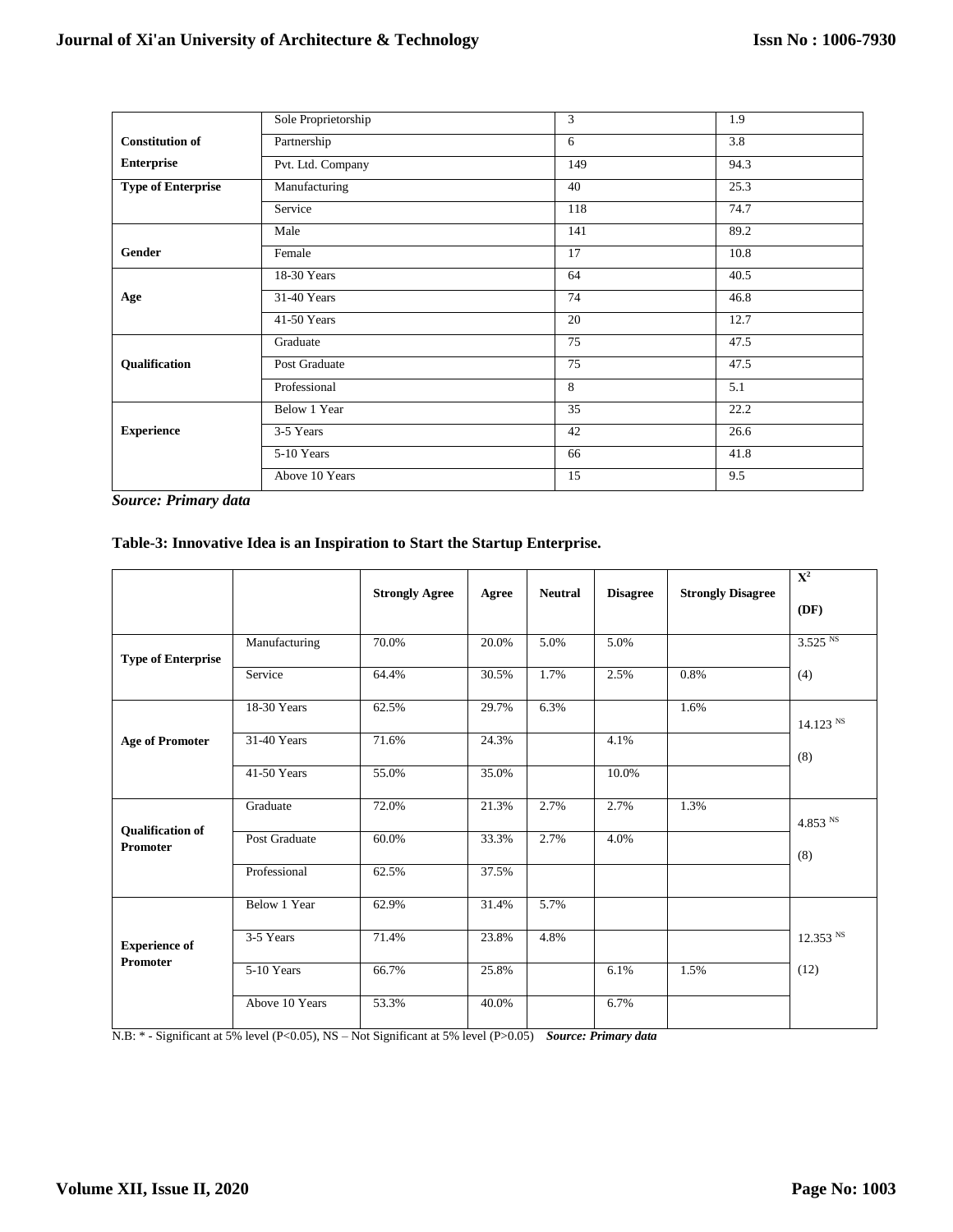| | | | |
|---|---|---|---|
| **Constitution of Enterprise** | Sole Proprietorship | 3 | 1.9 |
| | Partnership | 6 | 3.8 |
| | Pvt. Ltd. Company | 149 | 94.3 |
| **Type of Enterprise** | Manufacturing | 40 | 25.3 |
| | Service | 118 | 74.7 |
| **Gender** | Male | 141 | 89.2 |
| | Female | 17 | 10.8 |
| **Age** | 18-30 Years | 64 | 40.5 |
| | 31-40 Years | 74 | 46.8 |
| | 41-50 Years | 20 | 12.7 |
| **Qualification** | Graduate | 75 | 47.5 |
| | Post Graduate | 75 | 47.5 |
| | Professional | 8 | 5.1 |
| **Experience** | Below 1 Year | 35 | 22.2 |
| | 3-5 Years | 42 | 26.6 |
| | 5-10 Years | 66 | 41.8 |
| | Above 10 Years | 15 | 9.5 |

***Source: Primary data***

**Table-3: Innovative Idea is an Inspiration to Start the Startup Enterprise.**

| | | **Strongly Agree** | **Agree** | **Neutral** | **Disagree** | **Strongly Disagree** | $X^2$ **(DF)** |
|---|---|---|---|---|---|---|---|
| **Type of Enterprise** | Manufacturing | 70.0% | 20.0% | 5.0% | 5.0% | | 3.525 NS |
| | Service | 64.4% | 30.5% | 1.7% | 2.5% | 0.8% | (4) |
| **Age of Promoter** | 18-30 Years | 62.5% | 29.7% | 6.3% | | 1.6% | 14.123 NS |
| | 31-40 Years | 71.6% | 24.3% | | 4.1% | | (8) |
| | 41-50 Years | 55.0% | 35.0% | | 10.0% | | |
| **Qualification of Promoter** | Graduate | 72.0% | 21.3% | 2.7% | 2.7% | 1.3% | 4.853 NS |
| | Post Graduate | 60.0% | 33.3% | 2.7% | 4.0% | | (8) |
| | Professional | 62.5% | 37.5% | | | | |
| **Experience of Promoter** | Below 1 Year | 62.9% | 31.4% | 5.7% | | | |
| | 3-5 Years | 71.4% | 23.8% | 4.8% | | | 12.353 NS |
| | 5-10 Years | 66.7% | 25.8% | | 6.1% | 1.5% | (12) |
| | Above 10 Years | 53.3% | 40.0% | | 6.7% | | |

N.B: * - Significant at 5% level ($P<0.05$), NS – Not Significant at 5% level ($P>0.05$) ***Source: Primary data***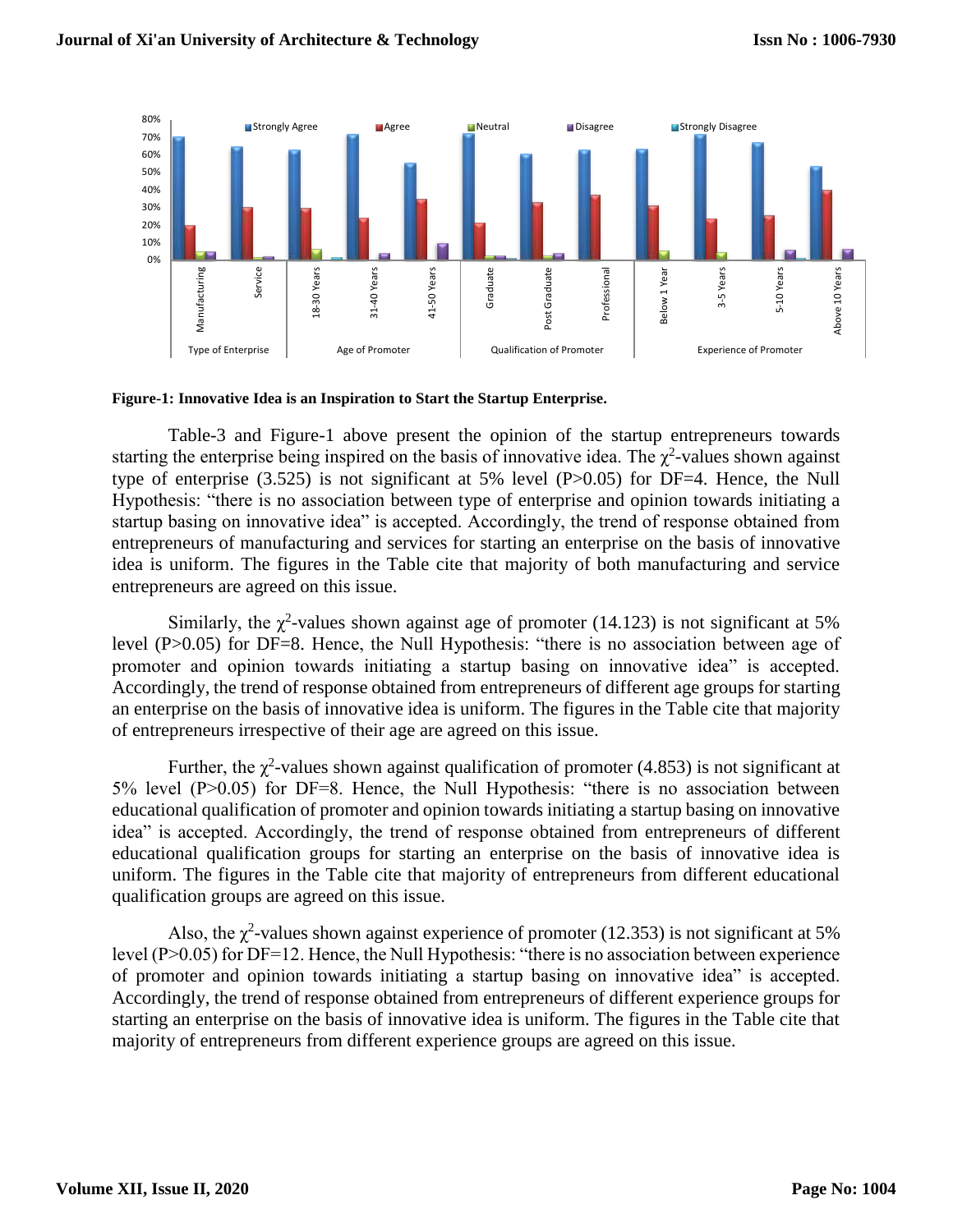**Figure-1: Innovative Idea is an Inspiration to Start the Startup Enterprise.**

Table-3 and Figure-1 above present the opinion of the startup entrepreneurs towards starting the enterprise being inspired on the basis of innovative idea. The $\chi^2$-values shown against type of enterprise (3.525) is not significant at 5% level (P>0.05) for DF=4. Hence, the Null Hypothesis: "there is no association between type of enterprise and opinion towards initiating a startup basing on innovative idea" is accepted. Accordingly, the trend of response obtained from entrepreneurs of manufacturing and services for starting an enterprise on the basis of innovative idea is uniform. The figures in the Table cite that majority of both manufacturing and service entrepreneurs are agreed on this issue.

Similarly, the $\chi^2$-values shown against age of promoter (14.123) is not significant at 5% level (P>0.05) for DF=8. Hence, the Null Hypothesis: "there is no association between age of promoter and opinion towards initiating a startup basing on innovative idea" is accepted. Accordingly, the trend of response obtained from entrepreneurs of different age groups for starting an enterprise on the basis of innovative idea is uniform. The figures in the Table cite that majority of entrepreneurs irrespective of their age are agreed on this issue.

Further, the $\chi^2$-values shown against qualification of promoter (4.853) is not significant at 5% level (P>0.05) for DF=8. Hence, the Null Hypothesis: "there is no association between educational qualification of promoter and opinion towards initiating a startup basing on innovative idea" is accepted. Accordingly, the trend of response obtained from entrepreneurs of different educational qualification groups for starting an enterprise on the basis of innovative idea is uniform. The figures in the Table cite that majority of entrepreneurs from different educational qualification groups are agreed on this issue.

Also, the $\chi^2$-values shown against experience of promoter (12.353) is not significant at 5% level (P>0.05) for DF=12. Hence, the Null Hypothesis: "there is no association between experience of promoter and opinion towards initiating a startup basing on innovative idea" is accepted. Accordingly, the trend of response obtained from entrepreneurs of different experience groups for starting an enterprise on the basis of innovative idea is uniform. The figures in the Table cite that majority of entrepreneurs from different experience groups are agreed on this issue.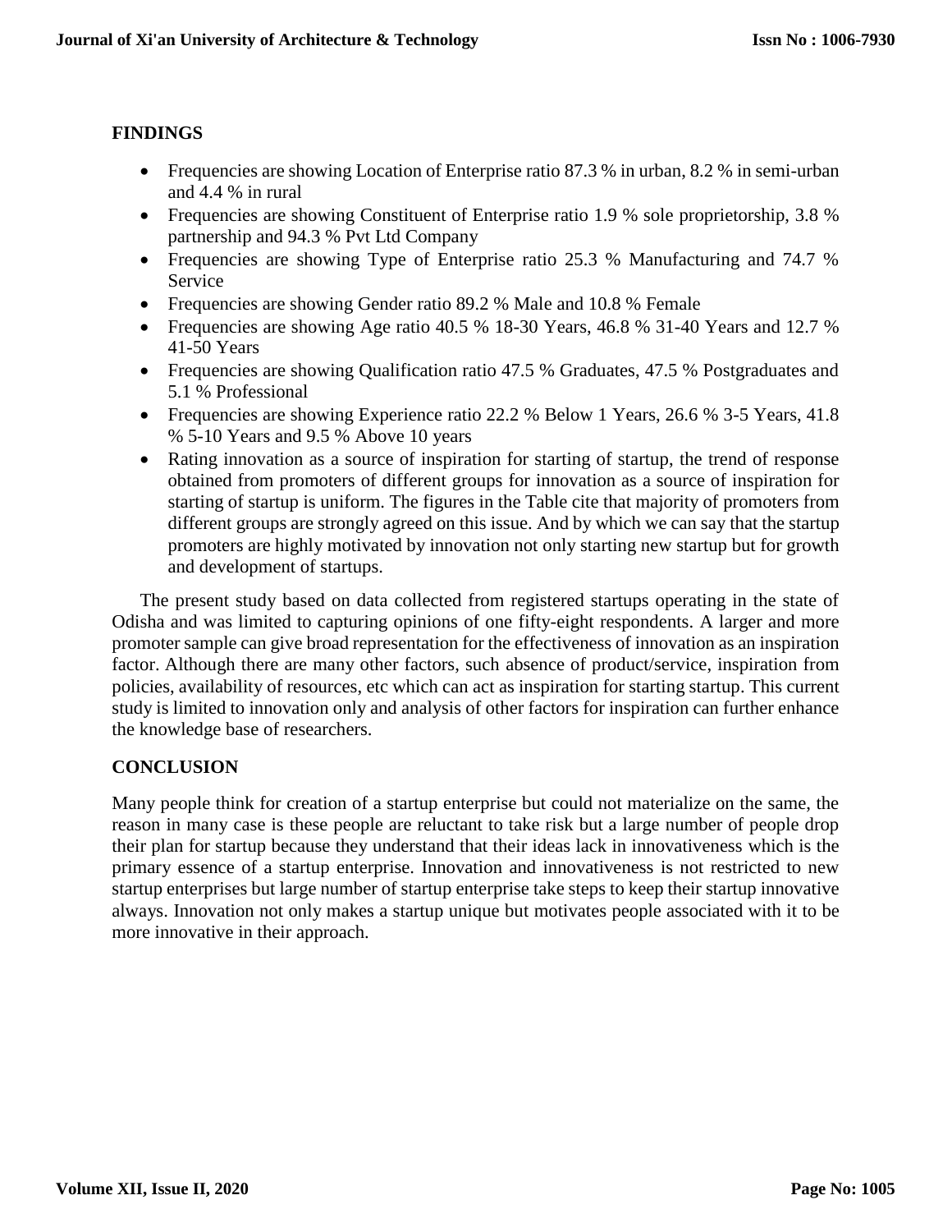## FINDINGS

- Frequencies are showing Location of Enterprise ratio 87.3 % in urban, 8.2 % in semi-urban and 4.4 % in rural
- Frequencies are showing Constituent of Enterprise ratio 1.9 % sole proprietorship, 3.8 % partnership and 94.3 % Pvt Ltd Company
- Frequencies are showing Type of Enterprise ratio 25.3 % Manufacturing and 74.7 % Service
- Frequencies are showing Gender ratio 89.2 % Male and 10.8 % Female
- Frequencies are showing Age ratio 40.5 % 18-30 Years, 46.8 % 31-40 Years and 12.7 % 41-50 Years
- Frequencies are showing Qualification ratio 47.5 % Graduates, 47.5 % Postgraduates and 5.1 % Professional
- Frequencies are showing Experience ratio 22.2 % Below 1 Years, 26.6 % 3-5 Years, 41.8 % 5-10 Years and 9.5 % Above 10 years
- Rating innovation as a source of inspiration for starting of startup, the trend of response obtained from promoters of different groups for innovation as a source of inspiration for starting of startup is uniform. The figures in the Table cite that majority of promoters from different groups are strongly agreed on this issue. And by which we can say that the startup promoters are highly motivated by innovation not only starting new startup but for growth and development of startups.

The present study based on data collected from registered startups operating in the state of Odisha and was limited to capturing opinions of one fifty-eight respondents. A larger and more promoter sample can give broad representation for the effectiveness of innovation as an inspiration factor. Although there are many other factors, such absence of product/service, inspiration from policies, availability of resources, etc which can act as inspiration for starting startup. This current study is limited to innovation only and analysis of other factors for inspiration can further enhance the knowledge base of researchers.

## CONCLUSION

Many people think for creation of a startup enterprise but could not materialize on the same, the reason in many case is these people are reluctant to take risk but a large number of people drop their plan for startup because they understand that their ideas lack in innovativeness which is the primary essence of a startup enterprise. Innovation and innovativeness is not restricted to new startup enterprises but large number of startup enterprise take steps to keep their startup innovative always. Innovation not only makes a startup unique but motivates people associated with it to be more innovative in their approach.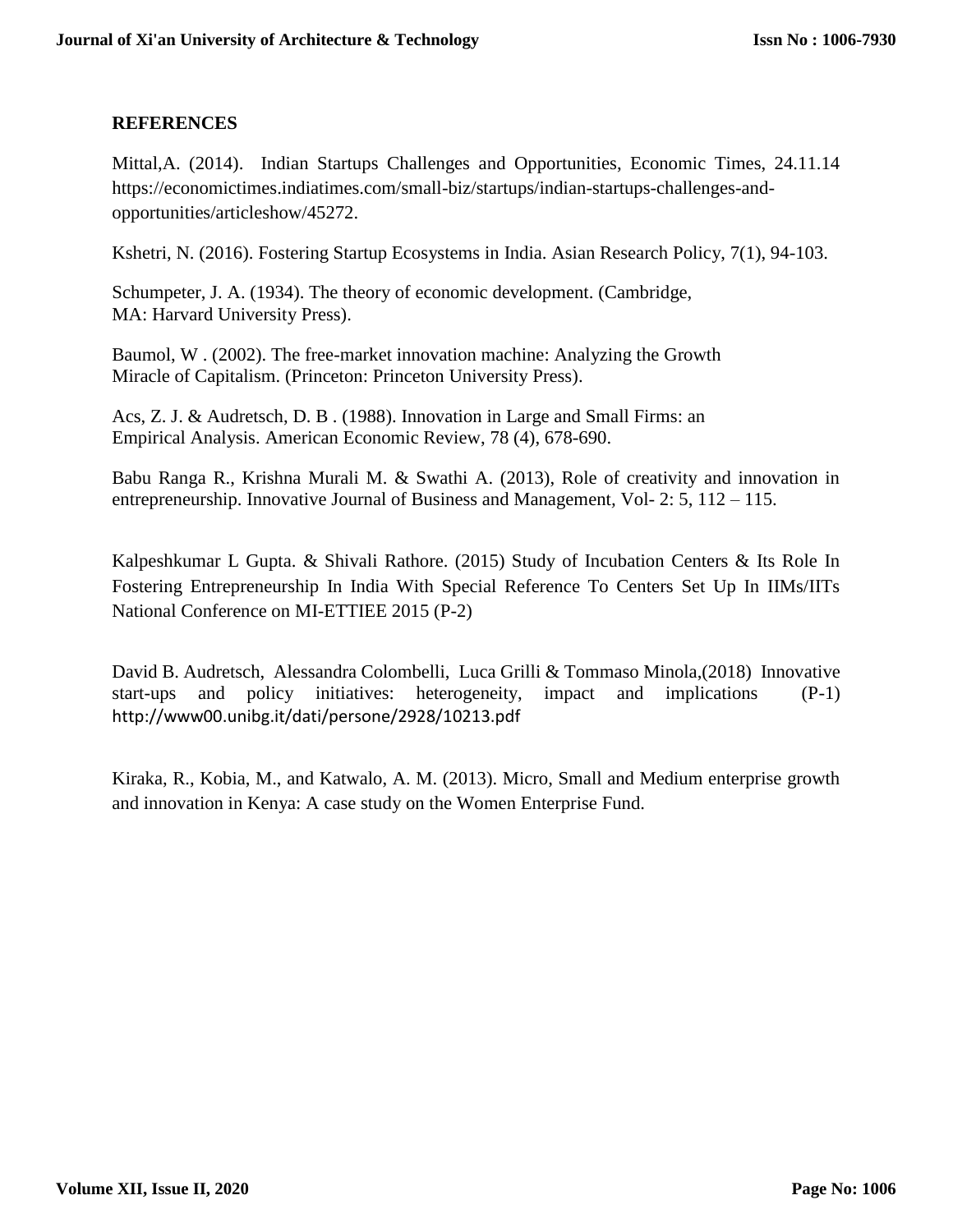## REFERENCES

Mittal,A. (2014). Indian Startups Challenges and Opportunities, Economic Times, 24.11.14 https://economictimes.indiatimes.com/small-biz/startups/indian-startups-challenges-and-opportunities/articleshow/45272.

Kshetri, N. (2016). Fostering Startup Ecosystems in India. Asian Research Policy, 7(1), 94-103.

Schumpeter, J. A. (1934). The theory of economic development. (Cambridge, MA: Harvard University Press).

Baumol, W . (2002). The free-market innovation machine: Analyzing the Growth Miracle of Capitalism. (Princeton: Princeton University Press).

Acs, Z. J. & Audretsch, D. B . (1988). Innovation in Large and Small Firms: an Empirical Analysis. American Economic Review, 78 (4), 678-690.

Babu Ranga R., Krishna Murali M. & Swathi A. (2013), Role of creativity and innovation in entrepreneurship. Innovative Journal of Business and Management, Vol- 2: 5, 112 – 115.

Kalpeshkumar L Gupta. & Shivali Rathore. (2015) Study of Incubation Centers & Its Role In Fostering Entrepreneurship In India With Special Reference To Centers Set Up In IIMs/IITs National Conference on MI-ETTIEE 2015 (P-2)

David B. Audretsch, Alessandra Colombelli, Luca Grilli & Tommaso Minola,(2018) Innovative start-ups and policy initiatives: heterogeneity, impact and implications (P-1) http://www00.unibg.it/dati/persone/2928/10213.pdf

Kiraka, R., Kobia, M., and Katwalo, A. M. (2013). Micro, Small and Medium enterprise growth and innovation in Kenya: A case study on the Women Enterprise Fund.